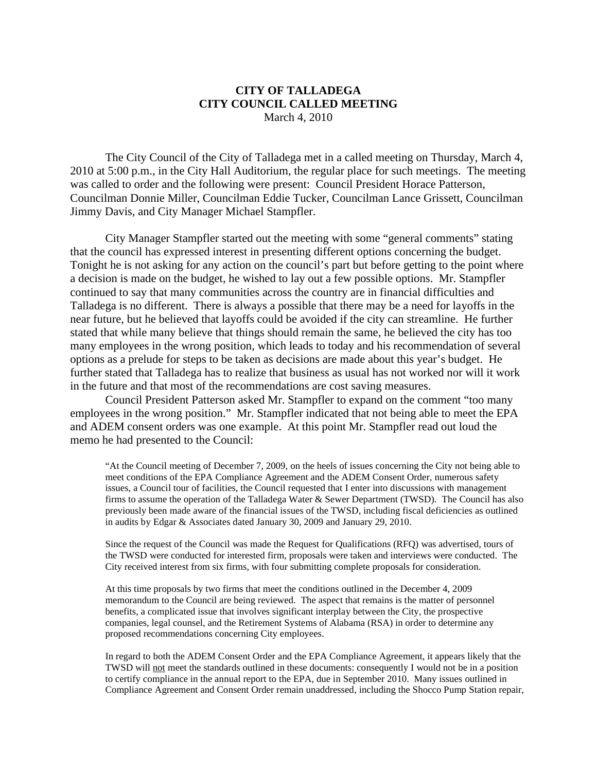**CITY OF TALLADEGA**
**CITY COUNCIL CALLED MEETING**
March 4, 2010

The City Council of the City of Talladega met in a called meeting on Thursday, March 4, 2010 at 5:00 p.m., in the City Hall Auditorium, the regular place for such meetings. The meeting was called to order and the following were present: Council President Horace Patterson, Councilman Donnie Miller, Councilman Eddie Tucker, Councilman Lance Grissett, Councilman Jimmy Davis, and City Manager Michael Stampfler.

City Manager Stampfler started out the meeting with some "general comments" stating that the council has expressed interest in presenting different options concerning the budget. Tonight he is not asking for any action on the council's part but before getting to the point where a decision is made on the budget, he wished to lay out a few possible options. Mr. Stampfler continued to say that many communities across the country are in financial difficulties and Talladega is no different. There is always a possible that there may be a need for layoffs in the near future, but he believed that layoffs could be avoided if the city can streamline. He further stated that while many believe that things should remain the same, he believed the city has too many employees in the wrong position, which leads to today and his recommendation of several options as a prelude for steps to be taken as decisions are made about this year's budget. He further stated that Talladega has to realize that business as usual has not worked nor will it work in the future and that most of the recommendations are cost saving measures.

Council President Patterson asked Mr. Stampfler to expand on the comment "too many employees in the wrong position." Mr. Stampfler indicated that not being able to meet the EPA and ADEM consent orders was one example. At this point Mr. Stampfler read out loud the memo he had presented to the Council:

> "At the Council meeting of December 7, 2009, on the heels of issues concerning the City not being able to meet conditions of the EPA Compliance Agreement and the ADEM Consent Order, numerous safety issues, a Council tour of facilities, the Council requested that I enter into discussions with management firms to assume the operation of the Talladega Water & Sewer Department (TWSD). The Council has also previously been made aware of the financial issues of the TWSD, including fiscal deficiencies as outlined in audits by Edgar & Associates dated January 30, 2009 and January 29, 2010.
>
> Since the request of the Council was made the Request for Qualifications (RFQ) was advertised, tours of the TWSD were conducted for interested firm, proposals were taken and interviews were conducted. The City received interest from six firms, with four submitting complete proposals for consideration.
>
> At this time proposals by two firms that meet the conditions outlined in the December 4, 2009 memorandum to the Council are being reviewed. The aspect that remains is the matter of personnel benefits, a complicated issue that involves significant interplay between the City, the prospective companies, legal counsel, and the Retirement Systems of Alabama (RSA) in order to determine any proposed recommendations concerning City employees.
>
> In regard to both the ADEM Consent Order and the EPA Compliance Agreement, it appears likely that the TWSD will <u>not</u> meet the standards outlined in these documents: consequently I would not be in a position to certify compliance in the annual report to the EPA, due in September 2010. Many issues outlined in Compliance Agreement and Consent Order remain unaddressed, including the Shocco Pump Station repair,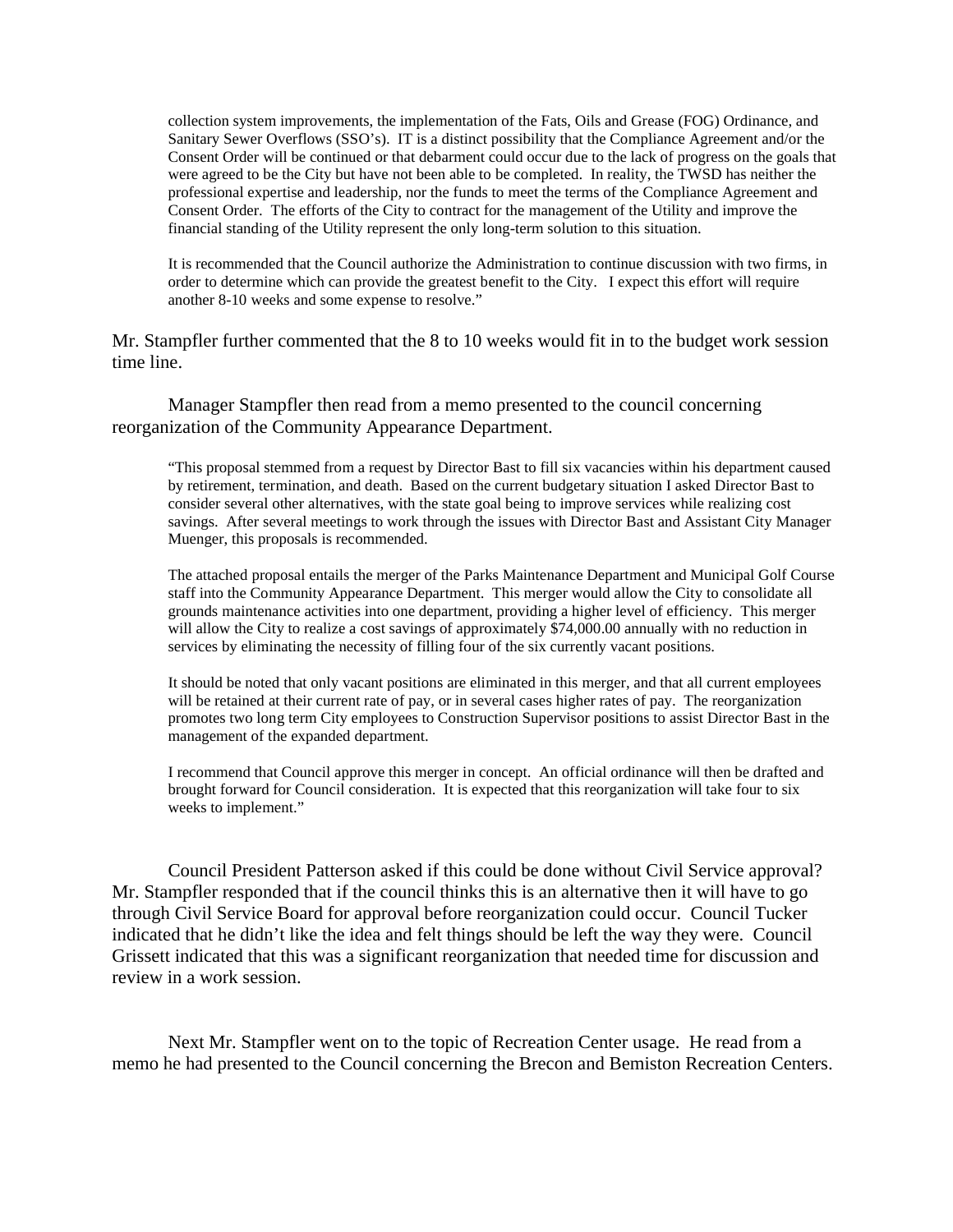> collection system improvements, the implementation of the Fats, Oils and Grease (FOG) Ordinance, and Sanitary Sewer Overflows (SSO's). IT is a distinct possibility that the Compliance Agreement and/or the Consent Order will be continued or that debarment could occur due to the lack of progress on the goals that were agreed to be the City but have not been able to be completed. In reality, the TWSD has neither the professional expertise and leadership, nor the funds to meet the terms of the Compliance Agreement and Consent Order. The efforts of the City to contract for the management of the Utility and improve the financial standing of the Utility represent the only long-term solution to this situation.
>
> It is recommended that the Council authorize the Administration to continue discussion with two firms, in order to determine which can provide the greatest benefit to the City. I expect this effort will require another 8-10 weeks and some expense to resolve."

Mr. Stampfler further commented that the 8 to 10 weeks would fit in to the budget work session time line.

Manager Stampfler then read from a memo presented to the council concerning reorganization of the Community Appearance Department.

> "This proposal stemmed from a request by Director Bast to fill six vacancies within his department caused by retirement, termination, and death. Based on the current budgetary situation I asked Director Bast to consider several other alternatives, with the state goal being to improve services while realizing cost savings. After several meetings to work through the issues with Director Bast and Assistant City Manager Muenger, this proposals is recommended.
>
> The attached proposal entails the merger of the Parks Maintenance Department and Municipal Golf Course staff into the Community Appearance Department. This merger would allow the City to consolidate all grounds maintenance activities into one department, providing a higher level of efficiency. This merger will allow the City to realize a cost savings of approximately $74,000.00 annually with no reduction in services by eliminating the necessity of filling four of the six currently vacant positions.
>
> It should be noted that only vacant positions are eliminated in this merger, and that all current employees will be retained at their current rate of pay, or in several cases higher rates of pay. The reorganization promotes two long term City employees to Construction Supervisor positions to assist Director Bast in the management of the expanded department.
>
> I recommend that Council approve this merger in concept. An official ordinance will then be drafted and brought forward for Council consideration. It is expected that this reorganization will take four to six weeks to implement."

Council President Patterson asked if this could be done without Civil Service approval? Mr. Stampfler responded that if the council thinks this is an alternative then it will have to go through Civil Service Board for approval before reorganization could occur. Council Tucker indicated that he didn't like the idea and felt things should be left the way they were. Council Grissett indicated that this was a significant reorganization that needed time for discussion and review in a work session.

Next Mr. Stampfler went on to the topic of Recreation Center usage. He read from a memo he had presented to the Council concerning the Brecon and Bemiston Recreation Centers.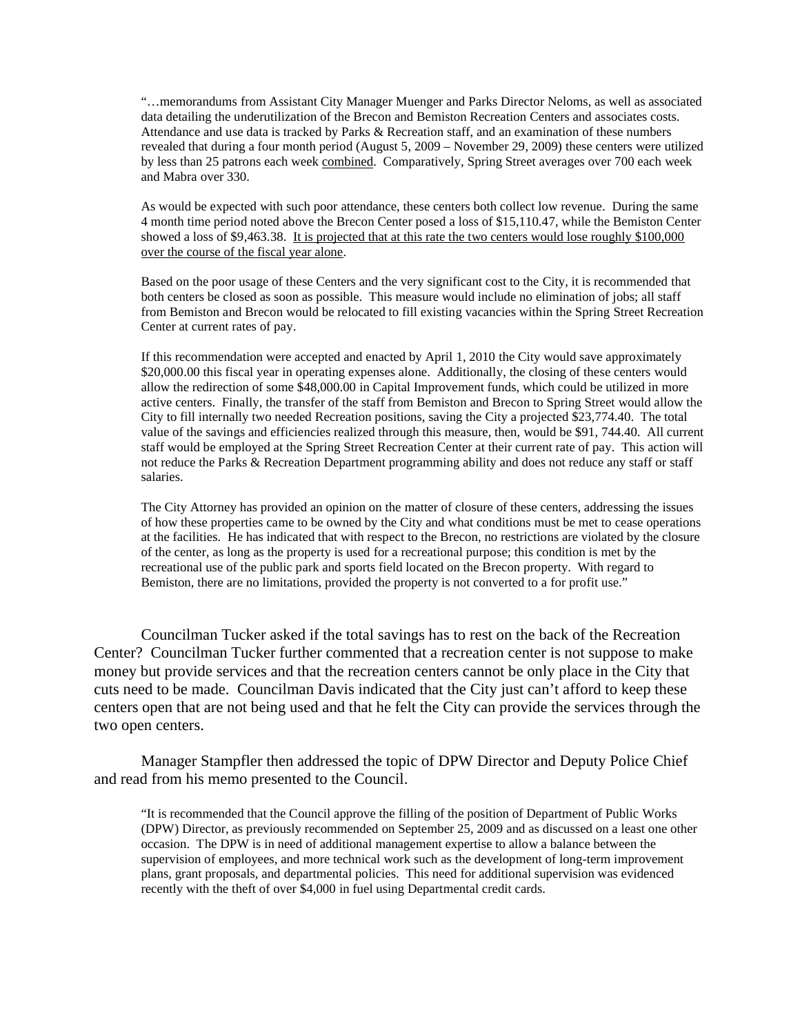> "…memorandums from Assistant City Manager Muenger and Parks Director Neloms, as well as associated data detailing the underutilization of the Brecon and Bemiston Recreation Centers and associates costs. Attendance and use data is tracked by Parks & Recreation staff, and an examination of these numbers revealed that during a four month period (August 5, 2009 – November 29, 2009) these centers were utilized by less than 25 patrons each week <u>combined</u>. Comparatively, Spring Street averages over 700 each week and Mabra over 330.
>
> As would be expected with such poor attendance, these centers both collect low revenue. During the same 4 month time period noted above the Brecon Center posed a loss of $15,110.47, while the Bemiston Center showed a loss of $9,463.38. <u>It is projected that at this rate the two centers would lose roughly $100,000 over the course of the fiscal year alone</u>.
>
> Based on the poor usage of these Centers and the very significant cost to the City, it is recommended that both centers be closed as soon as possible. This measure would include no elimination of jobs; all staff from Bemiston and Brecon would be relocated to fill existing vacancies within the Spring Street Recreation Center at current rates of pay.
>
> If this recommendation were accepted and enacted by April 1, 2010 the City would save approximately $20,000.00 this fiscal year in operating expenses alone. Additionally, the closing of these centers would allow the redirection of some $48,000.00 in Capital Improvement funds, which could be utilized in more active centers. Finally, the transfer of the staff from Bemiston and Brecon to Spring Street would allow the City to fill internally two needed Recreation positions, saving the City a projected $23,774.40. The total value of the savings and efficiencies realized through this measure, then, would be $91, 744.40. All current staff would be employed at the Spring Street Recreation Center at their current rate of pay. This action will not reduce the Parks & Recreation Department programming ability and does not reduce any staff or staff salaries.
>
> The City Attorney has provided an opinion on the matter of closure of these centers, addressing the issues of how these properties came to be owned by the City and what conditions must be met to cease operations at the facilities. He has indicated that with respect to the Brecon, no restrictions are violated by the closure of the center, as long as the property is used for a recreational purpose; this condition is met by the recreational use of the public park and sports field located on the Brecon property. With regard to Bemiston, there are no limitations, provided the property is not converted to a for profit use."

Councilman Tucker asked if the total savings has to rest on the back of the Recreation Center? Councilman Tucker further commented that a recreation center is not suppose to make money but provide services and that the recreation centers cannot be only place in the City that cuts need to be made. Councilman Davis indicated that the City just can't afford to keep these centers open that are not being used and that he felt the City can provide the services through the two open centers.

Manager Stampfler then addressed the topic of DPW Director and Deputy Police Chief and read from his memo presented to the Council.

> "It is recommended that the Council approve the filling of the position of Department of Public Works (DPW) Director, as previously recommended on September 25, 2009 and as discussed on a least one other occasion. The DPW is in need of additional management expertise to allow a balance between the supervision of employees, and more technical work such as the development of long-term improvement plans, grant proposals, and departmental policies. This need for additional supervision was evidenced recently with the theft of over $4,000 in fuel using Departmental credit cards.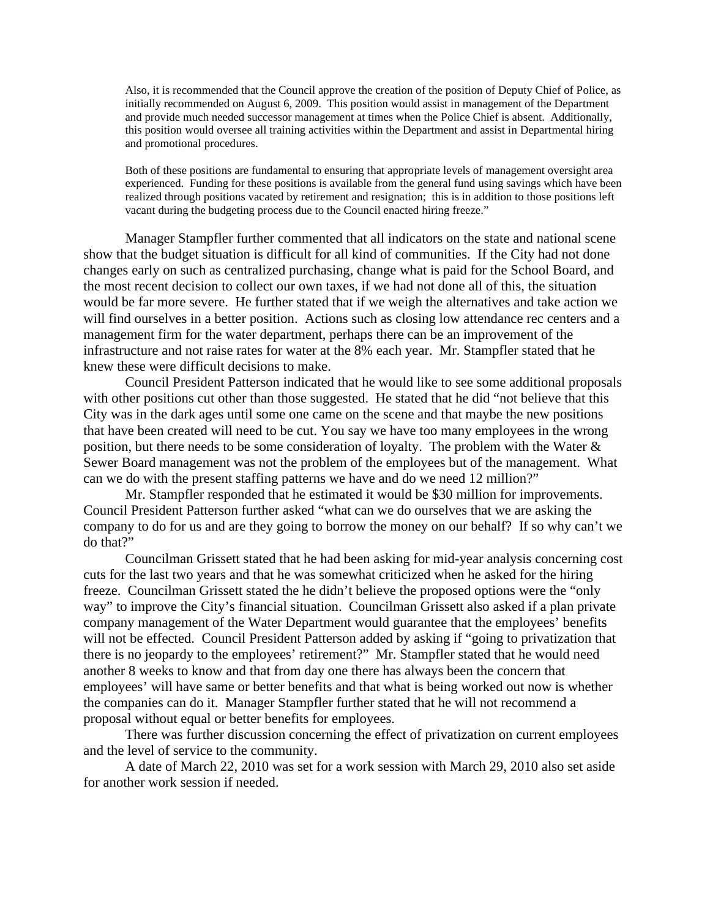> Also, it is recommended that the Council approve the creation of the position of Deputy Chief of Police, as initially recommended on August 6, 2009. This position would assist in management of the Department and provide much needed successor management at times when the Police Chief is absent. Additionally, this position would oversee all training activities within the Department and assist in Departmental hiring and promotional procedures.
>
> Both of these positions are fundamental to ensuring that appropriate levels of management oversight area experienced. Funding for these positions is available from the general fund using savings which have been realized through positions vacated by retirement and resignation; this is in addition to those positions left vacant during the budgeting process due to the Council enacted hiring freeze."

Manager Stampfler further commented that all indicators on the state and national scene show that the budget situation is difficult for all kind of communities. If the City had not done changes early on such as centralized purchasing, change what is paid for the School Board, and the most recent decision to collect our own taxes, if we had not done all of this, the situation would be far more severe. He further stated that if we weigh the alternatives and take action we will find ourselves in a better position. Actions such as closing low attendance rec centers and a management firm for the water department, perhaps there can be an improvement of the infrastructure and not raise rates for water at the 8% each year. Mr. Stampfler stated that he knew these were difficult decisions to make.

Council President Patterson indicated that he would like to see some additional proposals with other positions cut other than those suggested. He stated that he did "not believe that this City was in the dark ages until some one came on the scene and that maybe the new positions that have been created will need to be cut. You say we have too many employees in the wrong position, but there needs to be some consideration of loyalty. The problem with the Water & Sewer Board management was not the problem of the employees but of the management. What can we do with the present staffing patterns we have and do we need 12 million?"

Mr. Stampfler responded that he estimated it would be $30 million for improvements. Council President Patterson further asked "what can we do ourselves that we are asking the company to do for us and are they going to borrow the money on our behalf? If so why can't we do that?"

Councilman Grissett stated that he had been asking for mid-year analysis concerning cost cuts for the last two years and that he was somewhat criticized when he asked for the hiring freeze. Councilman Grissett stated the he didn't believe the proposed options were the "only way" to improve the City's financial situation. Councilman Grissett also asked if a plan private company management of the Water Department would guarantee that the employees' benefits will not be effected. Council President Patterson added by asking if "going to privatization that there is no jeopardy to the employees' retirement?" Mr. Stampfler stated that he would need another 8 weeks to know and that from day one there has always been the concern that employees' will have same or better benefits and that what is being worked out now is whether the companies can do it. Manager Stampfler further stated that he will not recommend a proposal without equal or better benefits for employees.

There was further discussion concerning the effect of privatization on current employees and the level of service to the community.

A date of March 22, 2010 was set for a work session with March 29, 2010 also set aside for another work session if needed.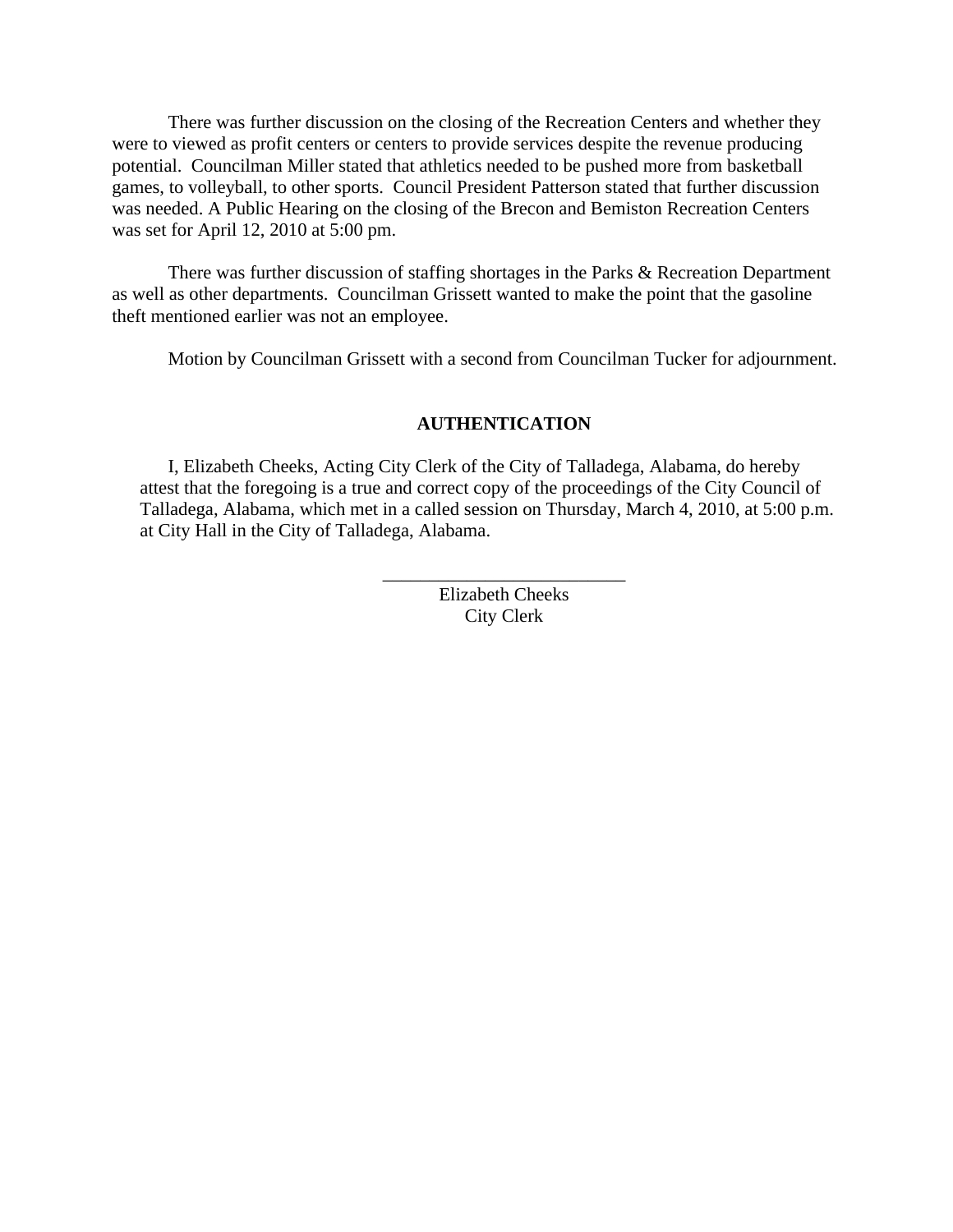There was further discussion on the closing of the Recreation Centers and whether they were to viewed as profit centers or centers to provide services despite the revenue producing potential. Councilman Miller stated that athletics needed to be pushed more from basketball games, to volleyball, to other sports. Council President Patterson stated that further discussion was needed. A Public Hearing on the closing of the Brecon and Bemiston Recreation Centers was set for April 12, 2010 at 5:00 pm.

There was further discussion of staffing shortages in the Parks & Recreation Department as well as other departments. Councilman Grissett wanted to make the point that the gasoline theft mentioned earlier was not an employee.

Motion by Councilman Grissett with a second from Councilman Tucker for adjournment.

**AUTHENTICATION**

I, Elizabeth Cheeks, Acting City Clerk of the City of Talladega, Alabama, do hereby attest that the foregoing is a true and correct copy of the proceedings of the City Council of Talladega, Alabama, which met in a called session on Thursday, March 4, 2010, at 5:00 p.m. at City Hall in the City of Talladega, Alabama.

___________________________

Elizabeth Cheeks
City Clerk